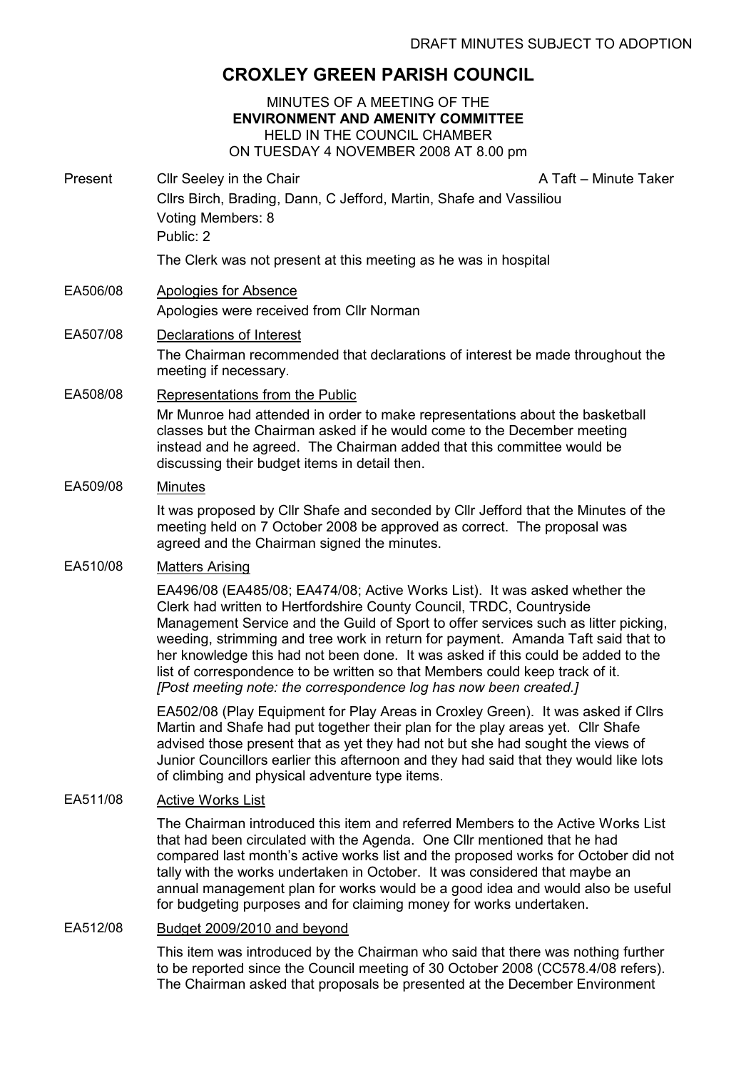DRAFT MINUTES SUBJECT TO ADOPTION

# CROXLEY GREEN PARISH COUNCIL

MINUTES OF A MEETING OF THE
**ENVIRONMENT AND AMENITY COMMITTEE**
HELD IN THE COUNCIL CHAMBER
ON TUESDAY 4 NOVEMBER 2008 AT 8.00 pm

Present: Cllr Seeley in the Chair — A Taft – Minute Taker
Cllrs Birch, Brading, Dann, C Jefford, Martin, Shafe and Vassiliou
Voting Members: 8
Public: 2

The Clerk was not present at this meeting as he was in hospital

**EA506/08** Apologies for Absence

Apologies were received from Cllr Norman

**EA507/08** Declarations of Interest

The Chairman recommended that declarations of interest be made throughout the meeting if necessary.

**EA508/08** Representations from the Public

Mr Munroe had attended in order to make representations about the basketball classes but the Chairman asked if he would come to the December meeting instead and he agreed. The Chairman added that this committee would be discussing their budget items in detail then.

**EA509/08** Minutes

It was proposed by Cllr Shafe and seconded by Cllr Jefford that the Minutes of the meeting held on 7 October 2008 be approved as correct. The proposal was agreed and the Chairman signed the minutes.

**EA510/08** Matters Arising

EA496/08 (EA485/08; EA474/08; Active Works List). It was asked whether the Clerk had written to Hertfordshire County Council, TRDC, Countryside Management Service and the Guild of Sport to offer services such as litter picking, weeding, strimming and tree work in return for payment. Amanda Taft said that to her knowledge this had not been done. It was asked if this could be added to the list of correspondence to be written so that Members could keep track of it.
*[Post meeting note: the correspondence log has now been created.]*

EA502/08 (Play Equipment for Play Areas in Croxley Green). It was asked if Cllrs Martin and Shafe had put together their plan for the play areas yet. Cllr Shafe advised those present that as yet they had not but she had sought the views of Junior Councillors earlier this afternoon and they had said that they would like lots of climbing and physical adventure type items.

**EA511/08** Active Works List

The Chairman introduced this item and referred Members to the Active Works List that had been circulated with the Agenda. One Cllr mentioned that he had compared last month's active works list and the proposed works for October did not tally with the works undertaken in October. It was considered that maybe an annual management plan for works would be a good idea and would also be useful for budgeting purposes and for claiming money for works undertaken.

**EA512/08** Budget 2009/2010 and beyond

This item was introduced by the Chairman who said that there was nothing further to be reported since the Council meeting of 30 October 2008 (CC578.4/08 refers). The Chairman asked that proposals be presented at the December Environment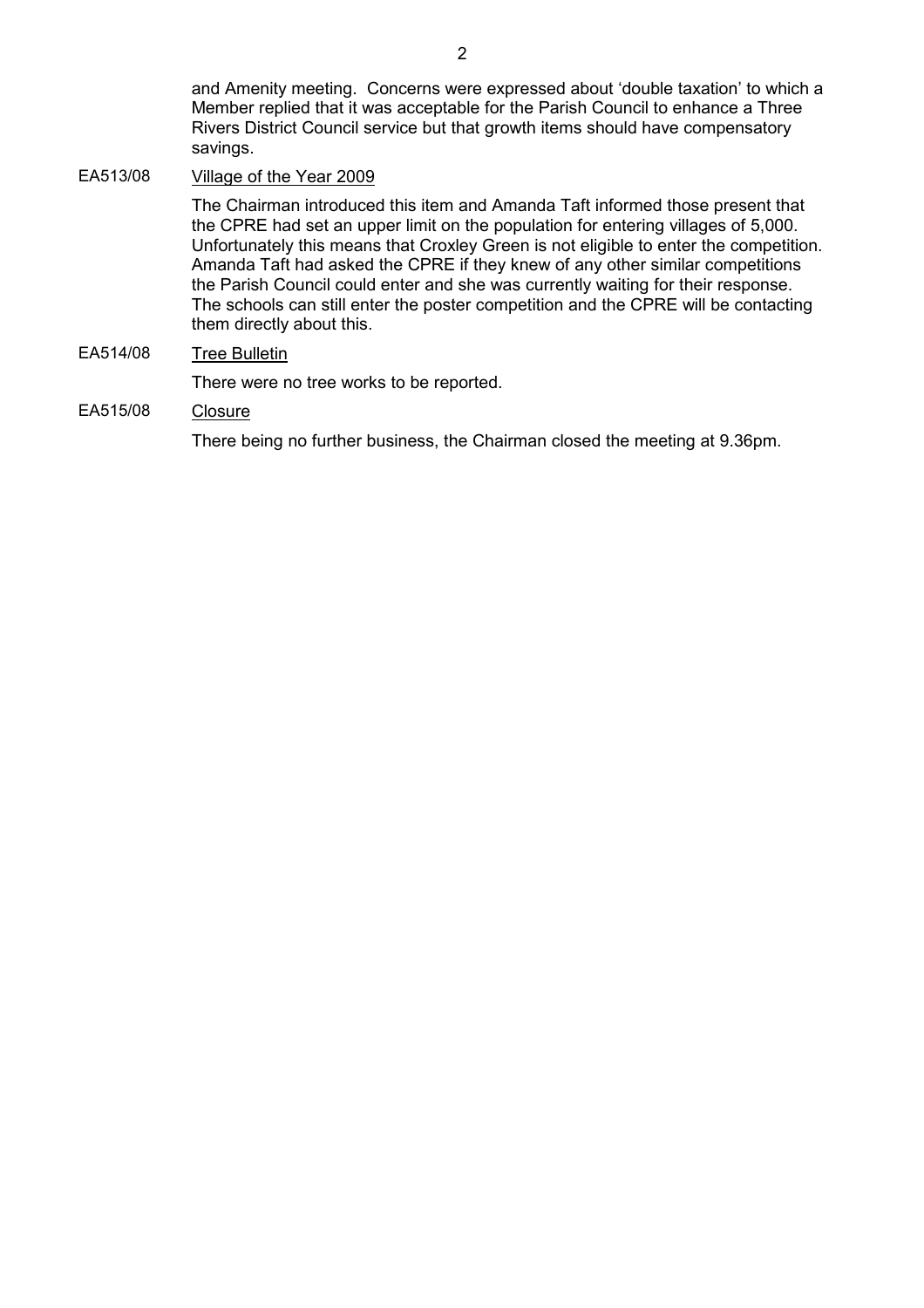and Amenity meeting. Concerns were expressed about 'double taxation' to which a Member replied that it was acceptable for the Parish Council to enhance a Three Rivers District Council service but that growth items should have compensatory savings.

EA513/08 <u>Village of the Year 2009</u>

The Chairman introduced this item and Amanda Taft informed those present that the CPRE had set an upper limit on the population for entering villages of 5,000. Unfortunately this means that Croxley Green is not eligible to enter the competition. Amanda Taft had asked the CPRE if they knew of any other similar competitions the Parish Council could enter and she was currently waiting for their response. The schools can still enter the poster competition and the CPRE will be contacting them directly about this.

EA514/08 <u>Tree Bulletin</u>

There were no tree works to be reported.

EA515/08 <u>Closure</u>

There being no further business, the Chairman closed the meeting at 9.36pm.